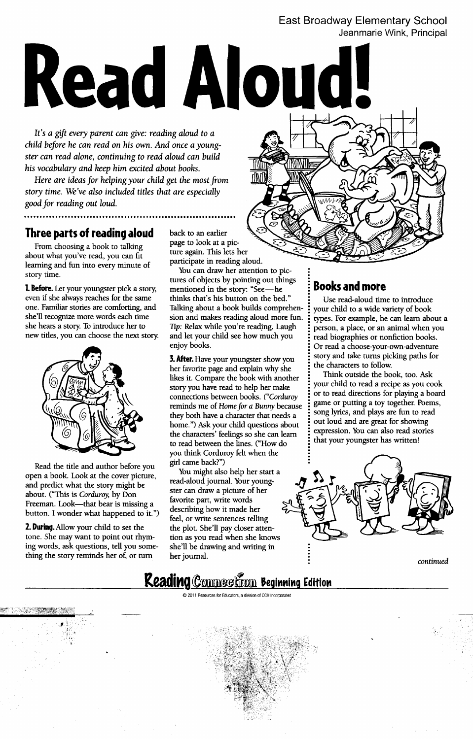East Broadway Elementary School
Jeanmarie Wink, Principal

# Read Aloud!

*It's a gift every parent can give: reading aloud to a child before he can read on his own. And once a youngster can read alone, continuing to read aloud can build his vocabulary and keep him excited about books.*

*Here are ideas for helping your child get the most from story time. We've also included titles that are especially good for reading out loud.*

## Three parts of reading aloud

From choosing a book to talking about what you've read, you can fit learning and fun into every minute of story time.

**1. Before.** Let your youngster pick a story, even if she always reaches for the same one. Familiar stories are comforting, and she'll recognize more words each time she hears a story. To introduce her to new titles, you can choose the next story.

Read the title and author before you open a book. Look at the cover picture, and predict what the story might be about. ("This is *Corduroy*, by Don Freeman. Look—that bear is missing a button. I wonder what happened to it.")

**2. During.** Allow your child to set the tone. She may want to point out rhyming words, ask questions, tell you something the story reminds her of, or turn back to an earlier page to look at a picture again. This lets her participate in reading aloud.

You can draw her attention to pictures of objects by pointing out things mentioned in the story: "See—he thinks that's his button on the bed." Talking about a book builds comprehension and makes reading aloud more fun. *Tip:* Relax while you're reading. Laugh and let your child see how much you enjoy books.

**3. After.** Have your youngster show you her favorite page and explain why she likes it. Compare the book with another story you have read to help her make connections between books. (*"Corduroy* reminds me of *Home for a Bunny* because they both have a character that needs a home.") Ask your child questions about the characters' feelings so she can learn to read between the lines. ("How do you think Corduroy felt when the girl came back?")

You might also help her start a read-aloud journal. Your youngster can draw a picture of her favorite part, write words describing how it made her feel, or write sentences telling the plot. She'll pay closer attention as you read when she knows she'll be drawing and writing in her journal.

## Books and more

Use read-aloud time to introduce your child to a wide variety of book types. For example, he can learn about a person, a place, or an animal when you read biographies or nonfiction books. Or read a choose-your-own-adventure story and take turns picking paths for the characters to follow.

Think outside the book, too. Ask your child to read a recipe as you cook or to read directions for playing a board game or putting a toy together. Poems, song lyrics, and plays are fun to read out loud and are great for showing expression. You can also read stories that your youngster has written!

*continued*

**Reading Connection Beginning Edition**

© 2011 Resources for Educators, a division of CCH Incorporated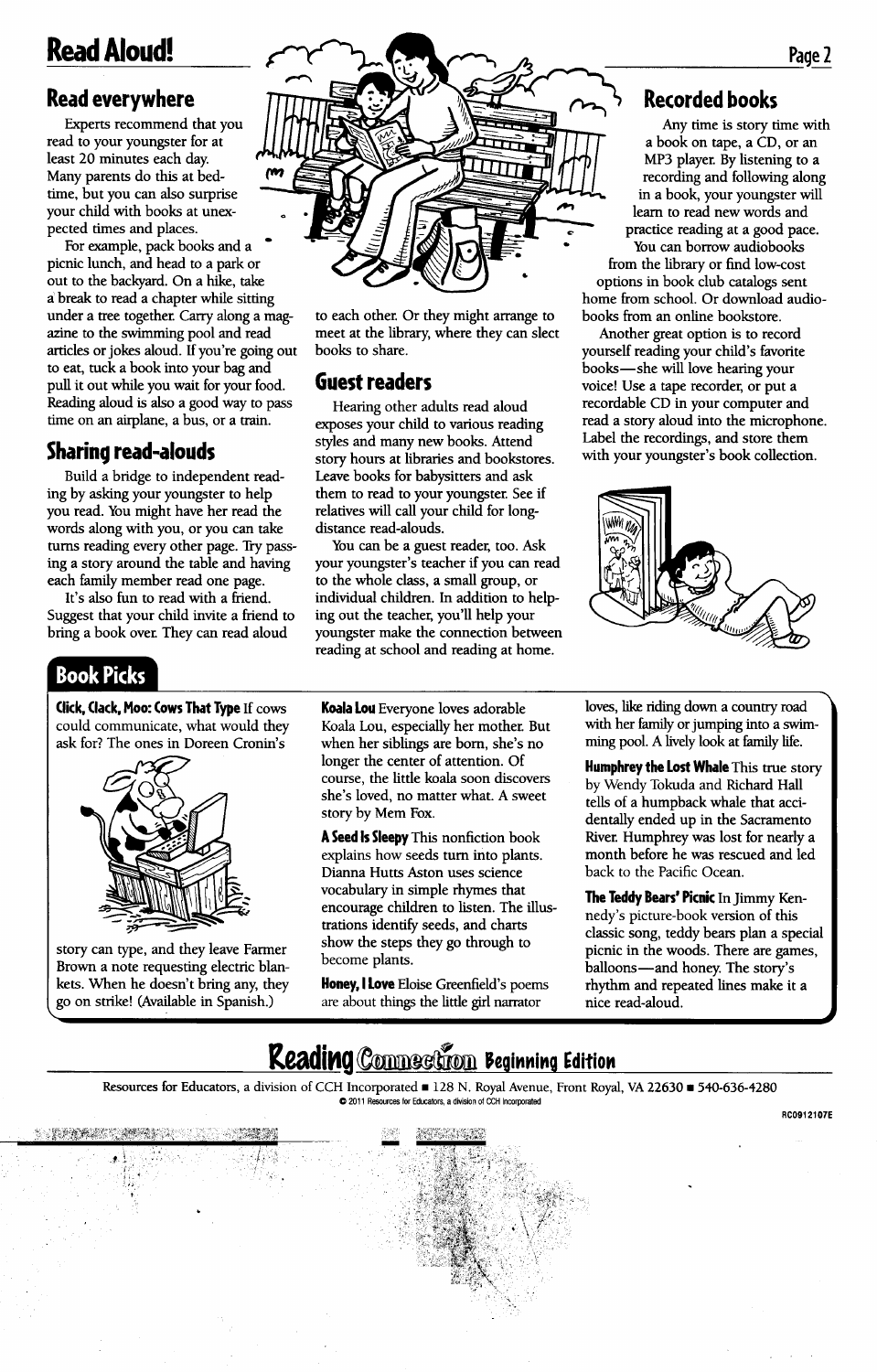# Read Aloud!

## Read everywhere

Experts recommend that you read to your youngster for at least 20 minutes each day. Many parents do this at bedtime, but you can also surprise your child with books at unexpected times and places.

For example, pack books and a picnic lunch, and head to a park or out to the backyard. On a hike, take a break to read a chapter while sitting under a tree together. Carry along a magazine to the swimming pool and read articles or jokes aloud. If you're going out to eat, tuck a book into your bag and pull it out while you wait for your food. Reading aloud is also a good way to pass time on an airplane, a bus, or a train.

## Sharing read-alouds

Build a bridge to independent reading by asking your youngster to help you read. You might have her read the words along with you, or you can take turns reading every other page. Try passing a story around the table and having each family member read one page.

It's also fun to read with a friend. Suggest that your child invite a friend to bring a book over. They can read aloud to each other. Or they might arrange to meet at the library, where they can slect books to share.

## Guest readers

Hearing other adults read aloud exposes your child to various reading styles and many new books. Attend story hours at libraries and bookstores. Leave books for babysitters and ask them to read to your youngster. See if relatives will call your child for long-distance read-alouds.

You can be a guest reader, too. Ask your youngster's teacher if you can read to the whole class, a small group, or individual children. In addition to helping out the teacher, you'll help your youngster make the connection between reading at school and reading at home.

## Recorded books

Any time is story time with a book on tape, a CD, or an MP3 player. By listening to a recording and following along in a book, your youngster will learn to read new words and practice reading at a good pace. You can borrow audiobooks from the library or find low-cost options in book club catalogs sent home from school. Or download audiobooks from an online bookstore.

Another great option is to record yourself reading your child's favorite books—she will love hearing your voice! Use a tape recorder, or put a recordable CD in your computer and read a story aloud into the microphone. Label the recordings, and store them with your youngster's book collection.

## Book Picks

**Click, Clack, Moo: Cows That Type** If cows could communicate, what would they ask for? The ones in Doreen Cronin's story can type, and they leave Farmer Brown a note requesting electric blankets. When he doesn't bring any, they go on strike! (Available in Spanish.)

**Koala Lou** Everyone loves adorable Koala Lou, especially her mother. But when her siblings are born, she's no longer the center of attention. Of course, the little koala soon discovers she's loved, no matter what. A sweet story by Mem Fox.

**A Seed Is Sleepy** This nonfiction book explains how seeds turn into plants. Dianna Hutts Aston uses science vocabulary in simple rhymes that encourage children to listen. The illustrations identify seeds, and charts show the steps they go through to become plants.

**Honey, I Love** Eloise Greenfield's poems are about things the little girl narrator loves, like riding down a country road with her family or jumping into a swimming pool. A lively look at family life.

**Humphrey the Lost Whale** This true story by Wendy Tokuda and Richard Hall tells of a humpback whale that accidentally ended up in the Sacramento River. Humphrey was lost for nearly a month before he was rescued and led back to the Pacific Ocean.

**The Teddy Bears' Picnic** In Jimmy Kennedy's picture-book version of this classic song, teddy bears plan a special picnic in the woods. There are games, balloons—and honey. The story's rhythm and repeated lines make it a nice read-aloud.

**Reading Connection Beginning Edition**

Resources for Educators, a division of CCH Incorporated ■ 128 N. Royal Avenue, Front Royal, VA 22630 ■ 540-636-4280

© 2011 Resources for Educators, a division of CCH Incorporated

RC0912107E